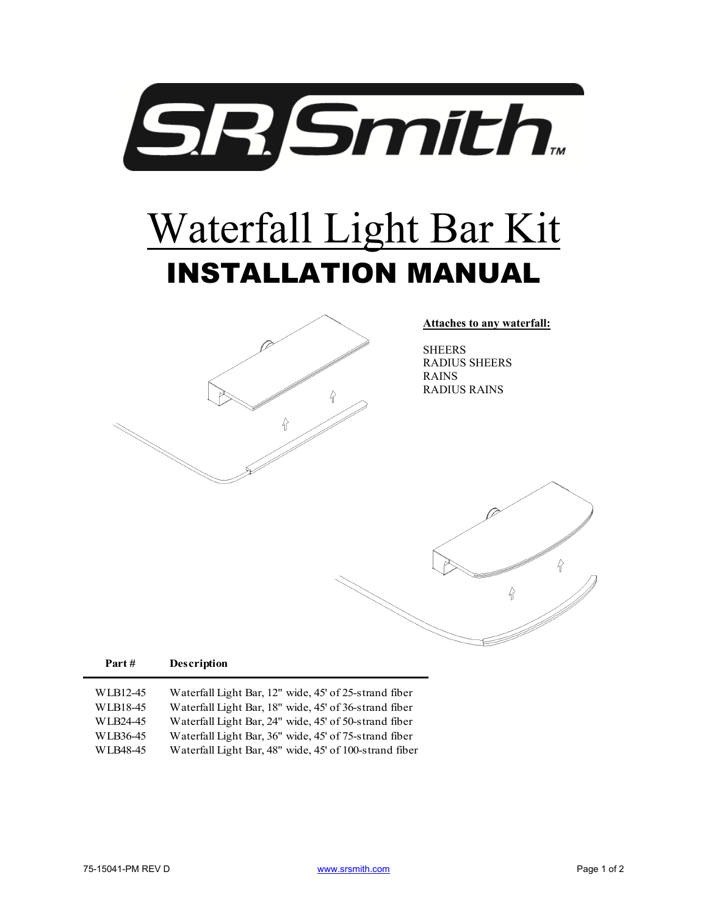S.R. Smith™

# Waterfall Light Bar Kit

## INSTALLATION MANUAL

**Attaches to any waterfall:**

SHEERS
RADIUS SHEERS
RAINS
RADIUS RAINS

| Part # | Description |
| --- | --- |
| WLB12-45 | Waterfall Light Bar, 12" wide, 45' of 25-strand fiber |
| WLB18-45 | Waterfall Light Bar, 18" wide, 45' of 36-strand fiber |
| WLB24-45 | Waterfall Light Bar, 24" wide, 45' of 50-strand fiber |
| WLB36-45 | Waterfall Light Bar, 36" wide, 45' of 75-strand fiber |
| WLB48-45 | Waterfall Light Bar, 48" wide, 45' of 100-strand fiber |

75-15041-PM REV D

www.srsmith.com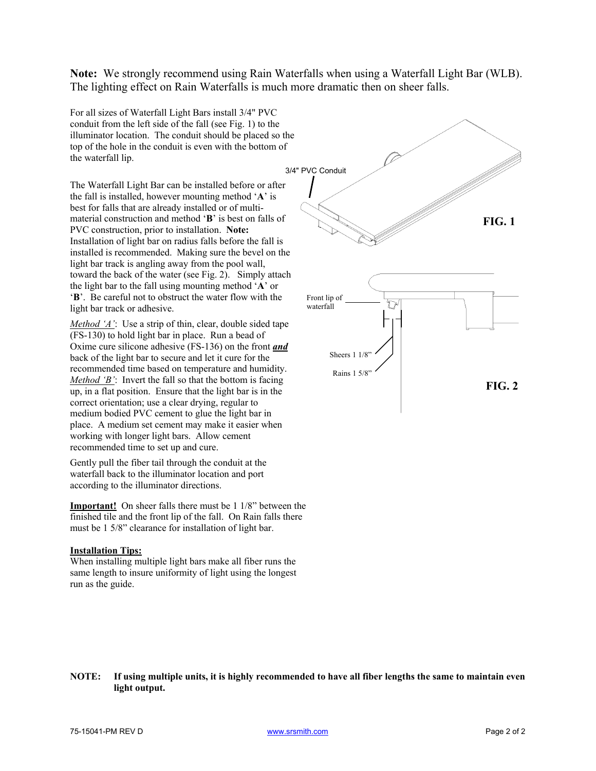**Note:** We strongly recommend using Rain Waterfalls when using a Waterfall Light Bar (WLB). The lighting effect on Rain Waterfalls is much more dramatic then on sheer falls.

For all sizes of Waterfall Light Bars install 3/4" PVC conduit from the left side of the fall (see Fig. 1) to the illuminator location. The conduit should be placed so the top of the hole in the conduit is even with the bottom of the waterfall lip.

3/4" PVC Conduit

**FIG. 1**

The Waterfall Light Bar can be installed before or after the fall is installed, however mounting method '**A**' is best for falls that are already installed or of multi-material construction and method '**B**' is best on falls of PVC construction, prior to installation. **Note:** Installation of light bar on radius falls before the fall is installed is recommended. Making sure the bevel on the light bar track is angling away from the pool wall, toward the back of the water (see Fig. 2). Simply attach the light bar to the fall using mounting method '**A**' or '**B**'. Be careful not to obstruct the water flow with the light bar track or adhesive.

Front lip of waterfall

Sheers 1 1/8"

Rains 1 5/8"

**FIG. 2**

*Method 'A'*: Use a strip of thin, clear, double sided tape (FS-130) to hold light bar in place. Run a bead of Oxime cure silicone adhesive (FS-136) on the front ***and*** back of the light bar to secure and let it cure for the recommended time based on temperature and humidity.
*Method 'B'*: Invert the fall so that the bottom is facing up, in a flat position. Ensure that the light bar is in the correct orientation; use a clear drying, regular to medium bodied PVC cement to glue the light bar in place. A medium set cement may make it easier when working with longer light bars. Allow cement recommended time to set up and cure.

Gently pull the fiber tail through the conduit at the waterfall back to the illuminator location and port according to the illuminator directions.

**Important!** On sheer falls there must be 1 1/8" between the finished tile and the front lip of the fall. On Rain falls there must be 1 5/8" clearance for installation of light bar.

**Installation Tips:**
When installing multiple light bars make all fiber runs the same length to insure uniformity of light using the longest run as the guide.

**NOTE: If using multiple units, it is highly recommended to have all fiber lengths the same to maintain even light output.**

75-15041-PM REV D www.srsmith.com